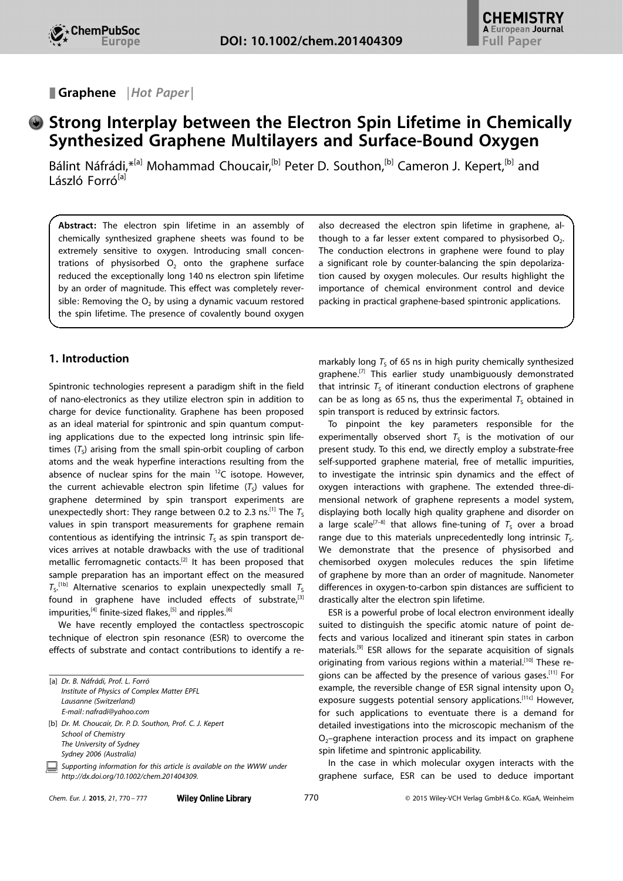Graphene | *Hot Paper*

# Strong Interplay between the Electron Spin Lifetime in Chemically Synthesized Graphene Multilayers and Surface-Bound Oxygen

Bálint Náfrádi,*[a] Mohammad Choucair,[b] Peter D. Southon,[b] Cameron J. Kepert,[b] and László Forró[a]

**Abstract:** The electron spin lifetime in an assembly of chemically synthesized graphene sheets was found to be extremely sensitive to oxygen. Introducing small concentrations of physisorbed $O_2$ onto the graphene surface reduced the exceptionally long 140 ns electron spin lifetime by an order of magnitude. This effect was completely reversible: Removing the $O_2$ by using a dynamic vacuum restored the spin lifetime. The presence of covalently bound oxygen also decreased the electron spin lifetime in graphene, although to a far lesser extent compared to physisorbed $O_2$. The conduction electrons in graphene were found to play a significant role by counter-balancing the spin depolarization caused by oxygen molecules. Our results highlight the importance of chemical environment control and device packing in practical graphene-based spintronic applications.

## 1. Introduction

Spintronic technologies represent a paradigm shift in the field of nano-electronics as they utilize electron spin in addition to charge for device functionality. Graphene has been proposed as an ideal material for spintronic and spin quantum computing applications due to the expected long intrinsic spin lifetimes ($T_S$) arising from the small spin-orbit coupling of carbon atoms and the weak hyperfine interactions resulting from the absence of nuclear spins for the main $^{12}C$ isotope. However, the current achievable electron spin lifetime ($T_S$) values for graphene determined by spin transport experiments are unexpectedly short: They range between 0.2 to 2.3 ns.[1] The $T_S$ values in spin transport measurements for graphene remain contentious as identifying the intrinsic $T_S$ as spin transport devices arrives at notable drawbacks with the use of traditional metallic ferromagnetic contacts.[2] It has been proposed that sample preparation has an important effect on the measured $T_S$.[1b] Alternative scenarios to explain unexpectedly small $T_S$ found in graphene have included effects of substrate,[3] impurities,[4] finite-sized flakes,[5] and ripples.[6]

We have recently employed the contactless spectroscopic technique of electron spin resonance (ESR) to overcome the effects of substrate and contact contributions to identify a remarkably long $T_S$ of 65 ns in high purity chemically synthesized graphene.[7] This earlier study unambiguously demonstrated that intrinsic $T_S$ of itinerant conduction electrons of graphene can be as long as 65 ns, thus the experimental $T_S$ obtained in spin transport is reduced by extrinsic factors.

To pinpoint the key parameters responsible for the experimentally observed short $T_S$ is the motivation of our present study. To this end, we directly employ a substrate-free self-supported graphene material, free of metallic impurities, to investigate the intrinsic spin dynamics and the effect of oxygen interactions with graphene. The extended three-dimensional network of graphene represents a model system, displaying both locally high quality graphene and disorder on a large scale[7–8] that allows fine-tuning of $T_S$ over a broad range due to this materials unprecedentedly long intrinsic $T_S$. We demonstrate that the presence of physisorbed and chemisorbed oxygen molecules reduces the spin lifetime of graphene by more than an order of magnitude. Nanometer differences in oxygen-to-carbon spin distances are sufficient to drastically alter the electron spin lifetime.

ESR is a powerful probe of local electron environment ideally suited to distinguish the specific atomic nature of point defects and various localized and itinerant spin states in carbon materials.[9] ESR allows for the separate acquisition of signals originating from various regions within a material.[10] These regions can be affected by the presence of various gases.[11] For example, the reversible change of ESR signal intensity upon $O_2$ exposure suggests potential sensory applications.[11c] However, for such applications to eventuate there is a demand for detailed investigations into the microscopic mechanism of the $O_2$–graphene interaction process and its impact on graphene spin lifetime and spintronic applicability.

In the case in which molecular oxygen interacts with the graphene surface, ESR can be used to deduce important

[a] *Dr. B. Náfrádi, Prof. L. Forró*
*Institute of Physics of Complex Matter EPFL*
*Lausanne (Switzerland)*
*E-mail: nafradi@yahoo.com*

[b] *Dr. M. Choucair, Dr. P. D. Southon, Prof. C. J. Kepert*
*School of Chemistry*
*The University of Sydney*
*Sydney 2006 (Australia)*

*Supporting information for this article is available on the WWW under http://dx.doi.org/10.1002/chem.201404309.*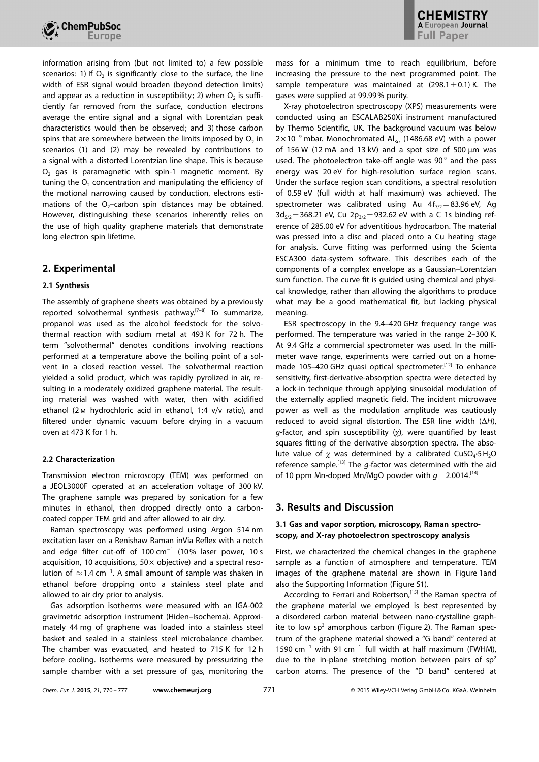information arising from (but not limited to) a few possible scenarios: 1) If $O_2$ is significantly close to the surface, the line width of ESR signal would broaden (beyond detection limits) and appear as a reduction in susceptibility; 2) when $O_2$ is sufficiently far removed from the surface, conduction electrons average the entire signal and a signal with Lorentzian peak characteristics would then be observed; and 3) those carbon spins that are somewhere between the limits imposed by $O_2$ in scenarios (1) and (2) may be revealed by contributions to a signal with a distorted Lorentzian line shape. This is because $O_2$ gas is paramagnetic with spin-1 magnetic moment. By tuning the $O_2$ concentration and manipulating the efficiency of the motional narrowing caused by conduction, electrons estimations of the $O_2$–carbon spin distances may be obtained. However, distinguishing these scenarios inherently relies on the use of high quality graphene materials that demonstrate long electron spin lifetime.

## 2. Experimental

### 2.1 Synthesis

The assembly of graphene sheets was obtained by a previously reported solvothermal synthesis pathway.[7–8] To summarize, propanol was used as the alcohol feedstock for the solvothermal reaction with sodium metal at 493 K for 72 h. The term "solvothermal" denotes conditions involving reactions performed at a temperature above the boiling point of a solvent in a closed reaction vessel. The solvothermal reaction yielded a solid product, which was rapidly pyrolized in air, resulting in a moderately oxidized graphene material. The resulting material was washed with water, then with acidified ethanol (2 M hydrochloric acid in ethanol, 1:4 v/v ratio), and filtered under dynamic vacuum before drying in a vacuum oven at 473 K for 1 h.

### 2.2 Characterization

Transmission electron microscopy (TEM) was performed on a JEOL3000F operated at an acceleration voltage of 300 kV. The graphene sample was prepared by sonication for a few minutes in ethanol, then dropped directly onto a carbon-coated copper TEM grid and after allowed to air dry.

Raman spectroscopy was performed using Argon 514 nm excitation laser on a Renishaw Raman inVia Reflex with a notch and edge filter cut-off of 100 $cm^{-1}$ (10% laser power, 10 s acquisition, 10 acquisitions, 50× objective) and a spectral resolution of ≈1.4 $cm^{-1}$. A small amount of sample was shaken in ethanol before dropping onto a stainless steel plate and allowed to air dry prior to analysis.

Gas adsorption isotherms were measured with an IGA-002 gravimetric adsorption instrument (Hiden–Isochema). Approximately 44 mg of graphene was loaded into a stainless steel basket and sealed in a stainless steel microbalance chamber. The chamber was evacuated, and heated to 715 K for 12 h before cooling. Isotherms were measured by pressurizing the sample chamber with a set pressure of gas, monitoring the mass for a minimum time to reach equilibrium, before increasing the pressure to the next programmed point. The sample temperature was maintained at (298.1±0.1) K. The gases were supplied at 99.99% purity.

X-ray photoelectron spectroscopy (XPS) measurements were conducted using an ESCALAB250Xi instrument manufactured by Thermo Scientific, UK. The background vacuum was below $2\times10^{-9}$ mbar. Monochromated $Al_{K\alpha}$ (1486.68 eV) with a power of 156 W (12 mA and 13 kV) and a spot size of 500 μm was used. The photoelectron take-off angle was 90° and the pass energy was 20 eV for high-resolution surface region scans. Under the surface region scan conditions, a spectral resolution of 0.59 eV (full width at half maximum) was achieved. The spectrometer was calibrated using Au $4f_{7/2}$ = 83.96 eV, Ag $3d_{5/2}$ = 368.21 eV, Cu $2p_{3/2}$ = 932.62 eV with a C 1s binding reference of 285.00 eV for adventitious hydrocarbon. The material was pressed into a disc and placed onto a Cu heating stage for analysis. Curve fitting was performed using the Scienta ESCA300 data-system software. This describes each of the components of a complex envelope as a Gaussian–Lorentzian sum function. The curve fit is guided using chemical and physical knowledge, rather than allowing the algorithms to produce what may be a good mathematical fit, but lacking physical meaning.

ESR spectroscopy in the 9.4–420 GHz frequency range was performed. The temperature was varied in the range 2–300 K. At 9.4 GHz a commercial spectrometer was used. In the millimeter wave range, experiments were carried out on a home-made 105–420 GHz quasi optical spectrometer.[12] To enhance sensitivity, first-derivative-absorption spectra were detected by a lock-in technique through applying sinusoidal modulation of the externally applied magnetic field. The incident microwave power as well as the modulation amplitude was cautiously reduced to avoid signal distortion. The ESR line width ($\Delta H$), $g$-factor, and spin susceptibility ($\chi$), were quantified by least squares fitting of the derivative absorption spectra. The absolute value of $\chi$ was determined by a calibrated $CuSO_4\cdot5H_2O$ reference sample.[13] The $g$-factor was determined with the aid of 10 ppm Mn-doped Mn/MgO powder with $g$ = 2.0014.[14]

## 3. Results and Discussion

### 3.1 Gas and vapor sorption, microscopy, Raman spectroscopy, and X-ray photoelectron spectroscopy analysis

First, we characterized the chemical changes in the graphene sample as a function of atmosphere and temperature. TEM images of the graphene material are shown in Figure 1and also the Supporting Information (Figure S1).

According to Ferrari and Robertson,[15] the Raman spectra of the graphene material we employed is best represented by a disordered carbon material between nano-crystalline graphite to low $sp^3$ amorphous carbon (Figure 2). The Raman spectrum of the graphene material showed a "G band" centered at 1590 $cm^{-1}$ with 91 $cm^{-1}$ full width at half maximum (FWHM), due to the in-plane stretching motion between pairs of $sp^2$ carbon atoms. The presence of the "D band" centered at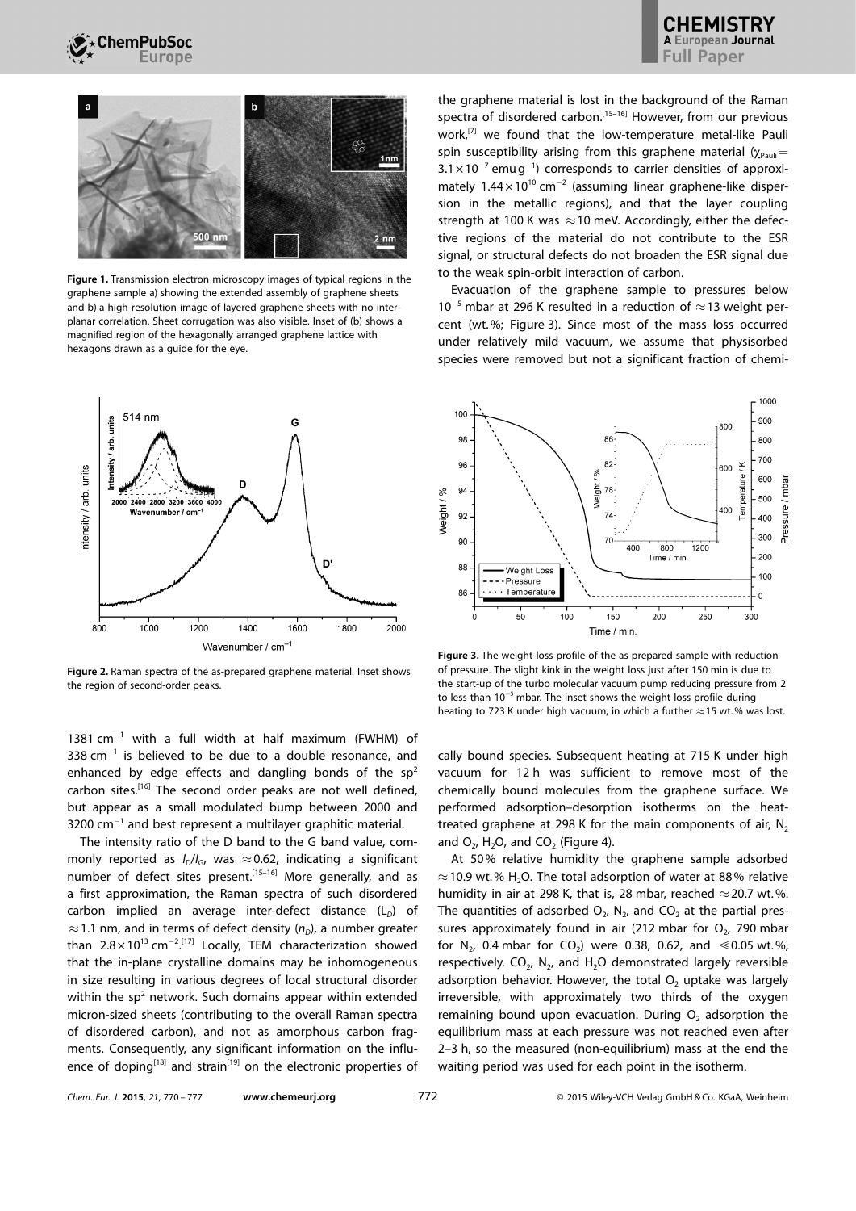Figure 1. Transmission electron microscopy images of typical regions in the graphene sample a) showing the extended assembly of graphene sheets and b) a high-resolution image of layered graphene sheets with no interplanar correlation. Sheet corrugation was also visible. Inset of (b) shows a magnified region of the hexagonally arranged graphene lattice with hexagons drawn as a guide for the eye.

Figure 2. Raman spectra of the as-prepared graphene material. Inset shows the region of second-order peaks.

1381 $cm^{-1}$ with a full width at half maximum (FWHM) of 338 $cm^{-1}$ is believed to be due to a double resonance, and enhanced by edge effects and dangling bonds of the $sp^2$ carbon sites.[16] The second order peaks are not well defined, but appear as a small modulated bump between 2000 and 3200 $cm^{-1}$ and best represent a multilayer graphitic material.

The intensity ratio of the D band to the G band value, commonly reported as $I_D/I_G$, was $\approx$0.62, indicating a significant number of defect sites present.[15–16] More generally, and as a first approximation, the Raman spectra of such disordered carbon implied an average inter-defect distance ($L_D$) of $\approx$1.1 nm, and in terms of defect density ($n_D$), a number greater than $2.8\times10^{13}$ $cm^{-2}$.[17] Locally, TEM characterization showed that the in-plane crystalline domains may be inhomogeneous in size resulting in various degrees of local structural disorder within the $sp^2$ network. Such domains appear within extended micron-sized sheets (contributing to the overall Raman spectra of disordered carbon), and not as amorphous carbon fragments. Consequently, any significant information on the influence of doping[18] and strain[19] on the electronic properties of the graphene material is lost in the background of the Raman spectra of disordered carbon.[15–16] However, from our previous work,[7] we found that the low-temperature metal-like Pauli spin susceptibility arising from this graphene material ($\chi_{Pauli}=3.1\times10^{-7}$ $emu\,g^{-1}$) corresponds to carrier densities of approximately $1.44\times10^{10}$ $cm^{-2}$ (assuming linear graphene-like dispersion in the metallic regions), and that the layer coupling strength at 100 K was $\approx$10 meV. Accordingly, either the defective regions of the material do not contribute to the ESR signal, or structural defects do not broaden the ESR signal due to the weak spin-orbit interaction of carbon.

Evacuation of the graphene sample to pressures below $10^{-5}$ mbar at 296 K resulted in a reduction of $\approx$13 weight percent (wt.%; Figure 3). Since most of the mass loss occurred under relatively mild vacuum, we assume that physisorbed species were removed but not a significant fraction of chemically bound species. Subsequent heating at 715 K under high vacuum for 12 h was sufficient to remove most of the chemically bound molecules from the graphene surface. We performed adsorption–desorption isotherms on the heat-treated graphene at 298 K for the main components of air, $N_2$ and $O_2$, $H_2O$, and $CO_2$ (Figure 4).

Figure 3. The weight-loss profile of the as-prepared sample with reduction of pressure. The slight kink in the weight loss just after 150 min is due to the start-up of the turbo molecular vacuum pump reducing pressure from 2 to less than $10^{-5}$ mbar. The inset shows the weight-loss profile during heating to 723 K under high vacuum, in which a further $\approx$15 wt.% was lost.

At 50% relative humidity the graphene sample adsorbed $\approx$10.9 wt.% $H_2O$. The total adsorption of water at 88% relative humidity in air at 298 K, that is, 28 mbar, reached $\approx$20.7 wt.%. The quantities of adsorbed $O_2$, $N_2$, and $CO_2$ at the partial pressures approximately found in air (212 mbar for $O_2$, 790 mbar for $N_2$, 0.4 mbar for $CO_2$) were 0.38, 0.62, and $\leqslant$0.05 wt.%, respectively. $CO_2$, $N_2$, and $H_2O$ demonstrated largely reversible adsorption behavior. However, the total $O_2$ uptake was largely irreversible, with approximately two thirds of the oxygen remaining bound upon evacuation. During $O_2$ adsorption the equilibrium mass at each pressure was not reached even after 2–3 h, so the measured (non-equilibrium) mass at the end the waiting period was used for each point in the isotherm.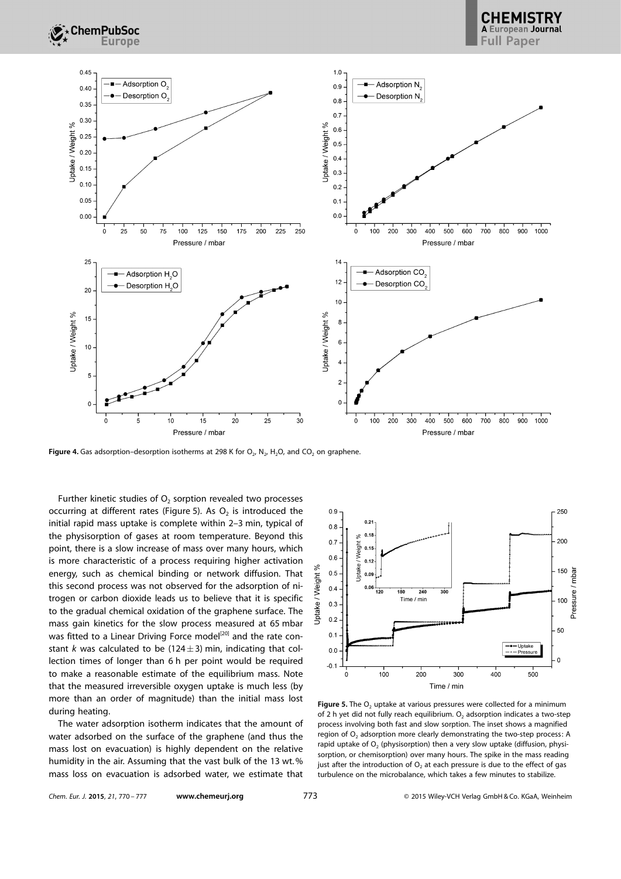**Figure 4.** Gas adsorption–desorption isotherms at 298 K for $O_2$, $N_2$, $H_2O$, and $CO_2$ on graphene.

Further kinetic studies of $O_2$ sorption revealed two processes occurring at different rates (Figure 5). As $O_2$ is introduced the initial rapid mass uptake is complete within 2–3 min, typical of the physisorption of gases at room temperature. Beyond this point, there is a slow increase of mass over many hours, which is more characteristic of a process requiring higher activation energy, such as chemical binding or network diffusion. That this second process was not observed for the adsorption of nitrogen or carbon dioxide leads us to believe that it is specific to the gradual chemical oxidation of the graphene surface. The mass gain kinetics for the slow process measured at 65 mbar was fitted to a Linear Driving Force model[20] and the rate constant $k$ was calculated to be $(124 \pm 3)$ min, indicating that collection times of longer than 6 h per point would be required to make a reasonable estimate of the equilibrium mass. Note that the measured irreversible oxygen uptake is much less (by more than an order of magnitude) than the initial mass lost during heating.

The water adsorption isotherm indicates that the amount of water adsorbed on the surface of the graphene (and thus the mass lost on evacuation) is highly dependent on the relative humidity in the air. Assuming that the vast bulk of the 13 wt.% mass loss on evacuation is adsorbed water, we estimate that

**Figure 5.** The $O_2$ uptake at various pressures were collected for a minimum of 2 h yet did not fully reach equilibrium. $O_2$ adsorption indicates a two-step process involving both fast and slow sorption. The inset shows a magnified region of $O_2$ adsorption more clearly demonstrating the two-step process: A rapid uptake of $O_2$ (physisorption) then a very slow uptake (diffusion, physisorption, or chemisorption) over many hours. The spike in the mass reading just after the introduction of $O_2$ at each pressure is due to the effect of gas turbulence on the microbalance, which takes a few minutes to stabilize.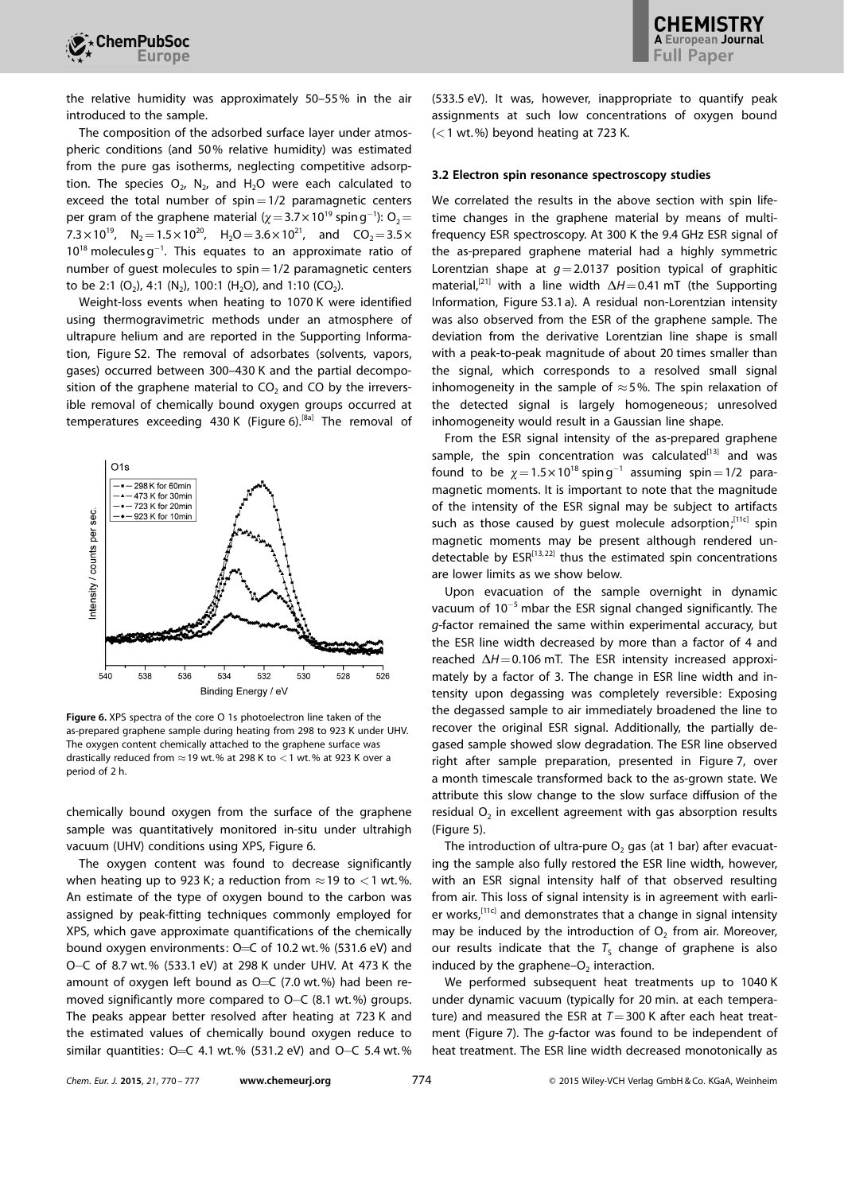the relative humidity was approximately 50–55% in the air introduced to the sample.

The composition of the adsorbed surface layer under atmospheric conditions (and 50% relative humidity) was estimated from the pure gas isotherms, neglecting competitive adsorption. The species $O_2$, $N_2$, and $H_2O$ were each calculated to exceed the total number of spin = 1/2 paramagnetic centers per gram of the graphene material ($\chi = 3.7\times10^{19}$ spin g$^{-1}$): $O_2 = 7.3\times10^{19}$, $N_2 = 1.5\times10^{20}$, $H_2O = 3.6\times10^{21}$, and $CO_2 = 3.5\times10^{18}$ molecules g$^{-1}$. This equates to an approximate ratio of number of guest molecules to spin = 1/2 paramagnetic centers to be 2:1 ($O_2$), 4:1 ($N_2$), 100:1 ($H_2O$), and 1:10 ($CO_2$).

Weight-loss events when heating to 1070 K were identified using thermogravimetric methods under an atmosphere of ultrapure helium and are reported in the Supporting Information, Figure S2. The removal of adsorbates (solvents, vapors, gases) occurred between 300–430 K and the partial decomposition of the graphene material to $CO_2$ and CO by the irreversible removal of chemically bound oxygen groups occurred at temperatures exceeding 430 K (Figure 6).[8a] The removal of chemically bound oxygen from the surface of the graphene sample was quantitatively monitored in-situ under ultrahigh vacuum (UHV) conditions using XPS, Figure 6.

**Figure 6.** XPS spectra of the core O 1s photoelectron line taken of the as-prepared graphene sample during heating from 298 to 923 K under UHV. The oxygen content chemically attached to the graphene surface was drastically reduced from ≈19 wt.% at 298 K to <1 wt.% at 923 K over a period of 2 h.

The oxygen content was found to decrease significantly when heating up to 923 K; a reduction from ≈19 to <1 wt.%. An estimate of the type of oxygen bound to the carbon was assigned by peak-fitting techniques commonly employed for XPS, which gave approximate quantifications of the chemically bound oxygen environments: O=C of 10.2 wt.% (531.6 eV) and O–C of 8.7 wt.% (533.1 eV) at 298 K under UHV. At 473 K the amount of oxygen left bound as O=C (7.0 wt.%) had been removed significantly more compared to O–C (8.1 wt.%) groups. The peaks appear better resolved after heating at 723 K and the estimated values of chemically bound oxygen reduce to similar quantities: O=C 4.1 wt.% (531.2 eV) and O–C 5.4 wt.% (533.5 eV). It was, however, inappropriate to quantify peak assignments at such low concentrations of oxygen bound (<1 wt.%) beyond heating at 723 K.

### 3.2 Electron spin resonance spectroscopy studies

We correlated the results in the above section with spin lifetime changes in the graphene material by means of multi-frequency ESR spectroscopy. At 300 K the 9.4 GHz ESR signal of the as-prepared graphene material had a highly symmetric Lorentzian shape at $g = 2.0137$ position typical of graphitic material,[21] with a line width $\Delta H = 0.41$ mT (the Supporting Information, Figure S3.1 a). A residual non-Lorentzian intensity was also observed from the ESR of the graphene sample. The deviation from the derivative Lorentzian line shape is small with a peak-to-peak magnitude of about 20 times smaller than the signal, which corresponds to a resolved small signal inhomogeneity in the sample of ≈5%. The spin relaxation of the detected signal is largely homogeneous; unresolved inhomogeneity would result in a Gaussian line shape.

From the ESR signal intensity of the as-prepared graphene sample, the spin concentration was calculated[13] and was found to be $\chi = 1.5\times10^{18}$ spin g$^{-1}$ assuming spin = 1/2 paramagnetic moments. It is important to note that the magnitude of the intensity of the ESR signal may be subject to artifacts such as those caused by guest molecule adsorption;[11c] spin magnetic moments may be present although rendered undetectable by ESR[13,22] thus the estimated spin concentrations are lower limits as we show below.

Upon evacuation of the sample overnight in dynamic vacuum of $10^{-5}$ mbar the ESR signal changed significantly. The $g$-factor remained the same within experimental accuracy, but the ESR line width decreased by more than a factor of 4 and reached $\Delta H = 0.106$ mT. The ESR intensity increased approximately by a factor of 3. The change in ESR line width and intensity upon degassing was completely reversible: Exposing the degassed sample to air immediately broadened the line to recover the original ESR signal. Additionally, the partially degased sample showed slow degradation. The ESR line observed right after sample preparation, presented in Figure 7, over a month timescale transformed back to the as-grown state. We attribute this slow change to the slow surface diffusion of the residual $O_2$ in excellent agreement with gas absorption results (Figure 5).

The introduction of ultra-pure $O_2$ gas (at 1 bar) after evacuating the sample also fully restored the ESR line width, however, with an ESR signal intensity half of that observed resulting from air. This loss of signal intensity is in agreement with earlier works,[11c] and demonstrates that a change in signal intensity may be induced by the introduction of $O_2$ from air. Moreover, our results indicate that the $T_s$ change of graphene is also induced by the graphene–$O_2$ interaction.

We performed subsequent heat treatments up to 1040 K under dynamic vacuum (typically for 20 min. at each temperature) and measured the ESR at $T = 300$ K after each heat treatment (Figure 7). The $g$-factor was found to be independent of heat treatment. The ESR line width decreased monotonically as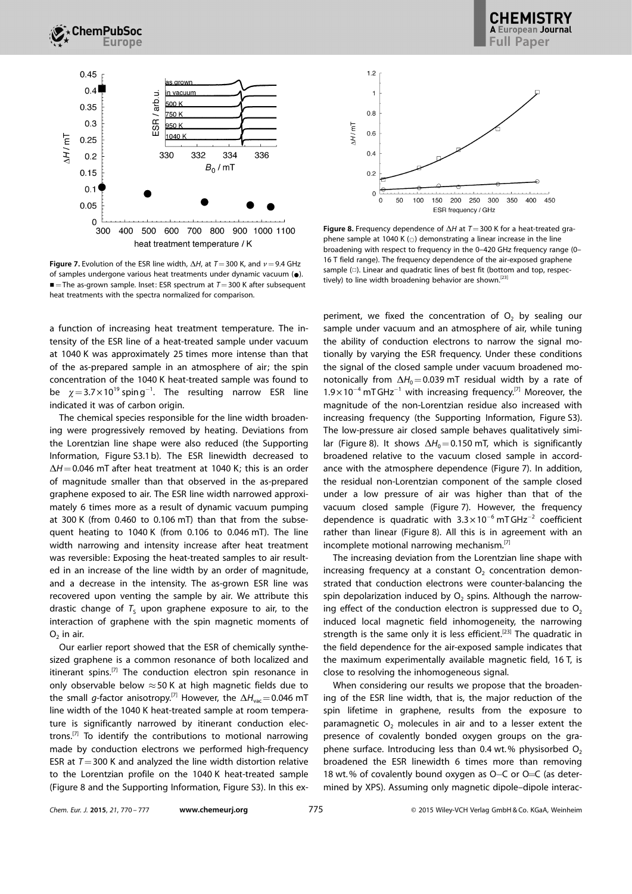**Figure 7.** Evolution of the ESR line width, $\Delta H$, at $T=300$ K, and $\nu=9.4$ GHz of samples undergone various heat treatments under dynamic vacuum (●). ■ = The as-grown sample. Inset: ESR spectrum at $T=300$ K after subsequent heat treatments with the spectra normalized for comparison.

**Figure 8.** Frequency dependence of $\Delta H$ at $T=300$ K for a heat-treated graphene sample at 1040 K (○) demonstrating a linear increase in the line broadening with respect to frequency in the 0–420 GHz frequency range (0–16 T field range). The frequency dependence of the air-exposed graphene sample (□). Linear and quadratic lines of best fit (bottom and top, respectively) to line width broadening behavior are shown.[23]

a function of increasing heat treatment temperature. The intensity of the ESR line of a heat-treated sample under vacuum at 1040 K was approximately 25 times more intense than that of the as-prepared sample in an atmosphere of air; the spin concentration of the 1040 K heat-treated sample was found to be $\chi=3.7\times10^{19}$ spin g$^{-1}$. The resulting narrow ESR line indicated it was of carbon origin.

The chemical species responsible for the line width broadening were progressively removed by heating. Deviations from the Lorentzian line shape were also reduced (the Supporting Information, Figure S3.1 b). The ESR linewidth decreased to $\Delta H=0.046$ mT after heat treatment at 1040 K; this is an order of magnitude smaller than that observed in the as-prepared graphene exposed to air. The ESR line width narrowed approximately 6 times more as a result of dynamic vacuum pumping at 300 K (from 0.460 to 0.106 mT) than that from the subsequent heating to 1040 K (from 0.106 to 0.046 mT). The line width narrowing and intensity increase after heat treatment was reversible: Exposing the heat-treated samples to air resulted in an increase of the line width by an order of magnitude, and a decrease in the intensity. The as-grown ESR line was recovered upon venting the sample by air. We attribute this drastic change of $T_S$ upon graphene exposure to air, to the interaction of graphene with the spin magnetic moments of $O_2$ in air.

Our earlier report showed that the ESR of chemically synthesized graphene is a common resonance of both localized and itinerant spins.[7] The conduction electron spin resonance in only observable below ≈50 K at high magnetic fields due to the small $g$-factor anisotropy.[7] However, the $\Delta H_{vac}=0.046$ mT line width of the 1040 K heat-treated sample at room temperature is significantly narrowed by itinerant conduction electrons.[7] To identify the contributions to motional narrowing made by conduction electrons we performed high-frequency ESR at $T=300$ K and analyzed the line width distortion relative to the Lorentzian profile on the 1040 K heat-treated sample (Figure 8 and the Supporting Information, Figure S3). In this experiment, we fixed the concentration of $O_2$ by sealing our sample under vacuum and an atmosphere of air, while tuning the ability of conduction electrons to narrow the signal motionally by varying the ESR frequency. Under these conditions the signal of the closed sample under vacuum broadened monotonically from $\Delta H_0=0.039$ mT residual width by a rate of $1.9\times10^{-4}$ mT GHz$^{-1}$ with increasing frequency.[7] Moreover, the magnitude of the non-Lorentzian residue also increased with increasing frequency (the Supporting Information, Figure S3). The low-pressure air closed sample behaves qualitatively similar (Figure 8). It shows $\Delta H_0=0.150$ mT, which is significantly broadened relative to the vacuum closed sample in accordance with the atmosphere dependence (Figure 7). In addition, the residual non-Lorentzian component of the sample closed under a low pressure of air was higher than that of the vacuum closed sample (Figure 7). However, the frequency dependence is quadratic with $3.3\times10^{-6}$ mT GHz$^{-2}$ coefficient rather than linear (Figure 8). All this is in agreement with an incomplete motional narrowing mechanism.[7]

The increasing deviation from the Lorentzian line shape with increasing frequency at a constant $O_2$ concentration demonstrated that conduction electrons were counter-balancing the spin depolarization induced by $O_2$ spins. Although the narrowing effect of the conduction electron is suppressed due to $O_2$ induced local magnetic field inhomogeneity, the narrowing strength is the same only it is less efficient.[23] The quadratic in the field dependence for the air-exposed sample indicates that the maximum experimentally available magnetic field, 16 T, is close to resolving the inhomogeneous signal.

When considering our results we propose that the broadening of the ESR line width, that is, the major reduction of the spin lifetime in graphene, results from the exposure to paramagnetic $O_2$ molecules in air and to a lesser extent the presence of covalently bonded oxygen groups on the graphene surface. Introducing less than 0.4 wt.% physisorbed $O_2$ broadened the ESR linewidth 6 times more than removing 18 wt.% of covalently bound oxygen as O–C or O=C (as determined by XPS). Assuming only magnetic dipole–dipole interac-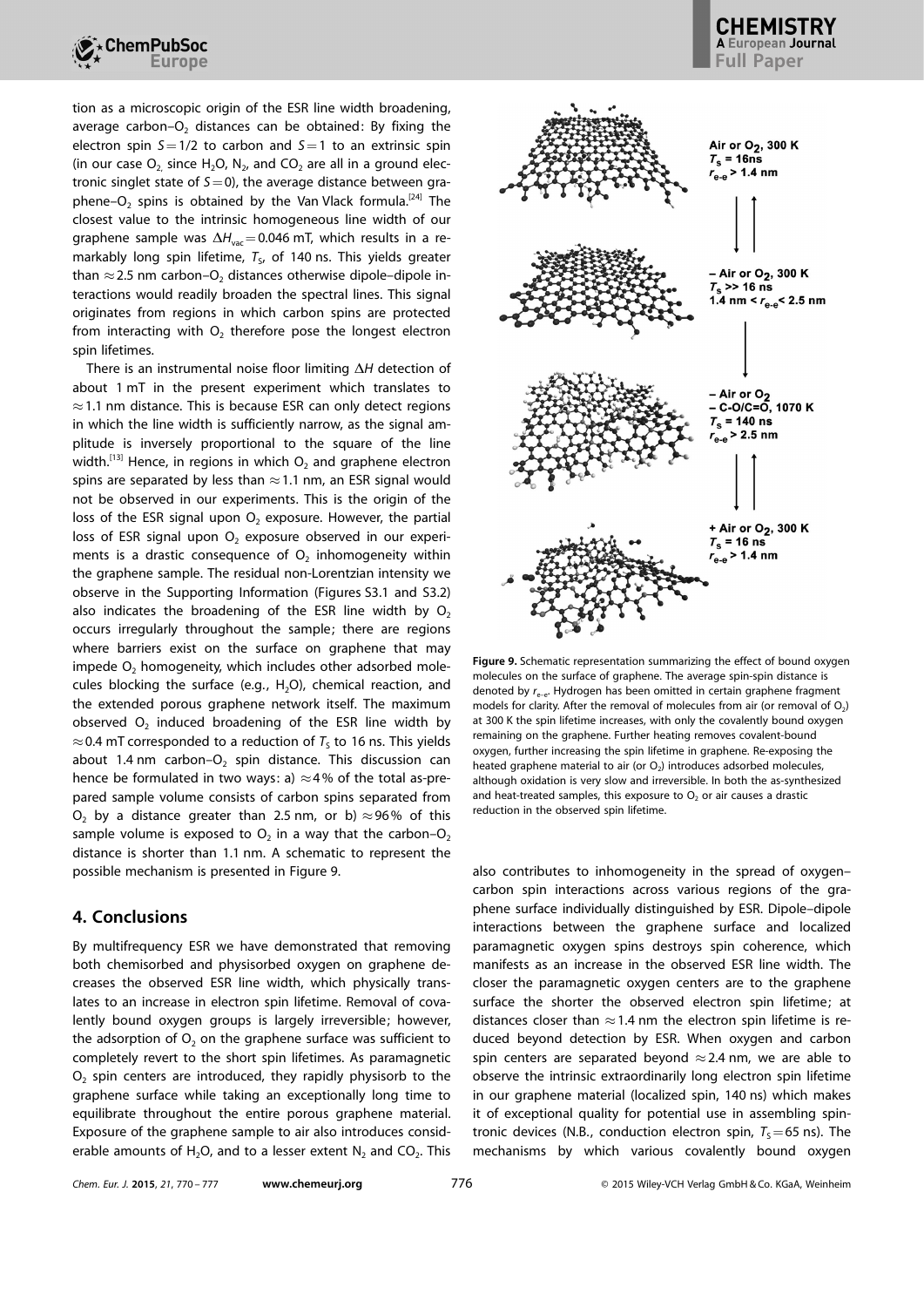tion as a microscopic origin of the ESR line width broadening, average carbon–$O_2$ distances can be obtained: By fixing the electron spin $S=1/2$ to carbon and $S=1$ to an extrinsic spin (in our case $O_2$ since $H_2O$, $N_2$, and $CO_2$ are all in a ground electronic singlet state of $S=0$), the average distance between graphene–$O_2$ spins is obtained by the Van Vlack formula.[24] The closest value to the intrinsic homogeneous line width of our graphene sample was $\Delta H_{vac}=0.046$ mT, which results in a remarkably long spin lifetime, $T_S$, of 140 ns. This yields greater than $\approx$2.5 nm carbon–$O_2$ distances otherwise dipole–dipole interactions would readily broaden the spectral lines. This signal originates from regions in which carbon spins are protected from interacting with $O_2$ therefore pose the longest electron spin lifetimes.

There is an instrumental noise floor limiting $\Delta H$ detection of about 1 mT in the present experiment which translates to $\approx$1.1 nm distance. This is because ESR can only detect regions in which the line width is sufficiently narrow, as the signal amplitude is inversely proportional to the square of the line width.[13] Hence, in regions in which $O_2$ and graphene electron spins are separated by less than $\approx$1.1 nm, an ESR signal would not be observed in our experiments. This is the origin of the loss of the ESR signal upon $O_2$ exposure. However, the partial loss of ESR signal upon $O_2$ exposure observed in our experiments is a drastic consequence of $O_2$ inhomogeneity within the graphene sample. The residual non-Lorentzian intensity we observe in the Supporting Information (Figures S3.1 and S3.2) also indicates the broadening of the ESR line width by $O_2$ occurs irregularly throughout the sample; there are regions where barriers exist on the surface on graphene that may impede $O_2$ homogeneity, which includes other adsorbed molecules blocking the surface (e.g., $H_2O$), chemical reaction, and the extended porous graphene network itself. The maximum observed $O_2$ induced broadening of the ESR line width by $\approx$0.4 mT corresponded to a reduction of $T_S$ to 16 ns. This yields about 1.4 nm carbon–$O_2$ spin distance. This discussion can hence be formulated in two ways: a) $\approx$4% of the total as-prepared sample volume consists of carbon spins separated from $O_2$ by a distance greater than 2.5 nm, or b) $\approx$96% of this sample volume is exposed to $O_2$ in a way that the carbon–$O_2$ distance is shorter than 1.1 nm. A schematic to represent the possible mechanism is presented in Figure 9.

Air or $O_2$, 300 K, $T_S$ = 16ns, $r_{e-e}$ > 1.4 nm

– Air or $O_2$, 300 K, $T_S$ >> 16 ns, 1.4 nm < $r_{e-e}$ < 2.5 nm

– Air or $O_2$, – C-O/C=O, 1070 K, $T_S$ = 140 ns, $r_{e-e}$ > 2.5 nm

+ Air or $O_2$, 300 K, $T_S$ = 16 ns, $r_{e-e}$ > 1.4 nm

**Figure 9.** Schematic representation summarizing the effect of bound oxygen molecules on the surface of graphene. The average spin-spin distance is denoted by $r_{e-e}$. Hydrogen has been omitted in certain graphene fragment models for clarity. After the removal of molecules from air (or removal of $O_2$) at 300 K the spin lifetime increases, with only the covalently bound oxygen remaining on the graphene. Further heating removes covalent-bound oxygen, further increasing the spin lifetime in graphene. Re-exposing the heated graphene material to air (or $O_2$) introduces adsorbed molecules, although oxidation is very slow and irreversible. In both the as-synthesized and heat-treated samples, this exposure to $O_2$ or air causes a drastic reduction in the observed spin lifetime.

## 4. Conclusions

By multifrequency ESR we have demonstrated that removing both chemisorbed and physisorbed oxygen on graphene decreases the observed ESR line width, which physically translates to an increase in electron spin lifetime. Removal of covalently bound oxygen groups is largely irreversible; however, the adsorption of $O_2$ on the graphene surface was sufficient to completely revert to the short spin lifetimes. As paramagnetic $O_2$ spin centers are introduced, they rapidly physisorb to the graphene surface while taking an exceptionally long time to equilibrate throughout the entire porous graphene material. Exposure of the graphene sample to air also introduces considerable amounts of $H_2O$, and to a lesser extent $N_2$ and $CO_2$. This also contributes to inhomogeneity in the spread of oxygen–carbon spin interactions across various regions of the graphene surface individually distinguished by ESR. Dipole–dipole interactions between the graphene surface and localized paramagnetic oxygen spins destroys spin coherence, which manifests as an increase in the observed ESR line width. The closer the paramagnetic oxygen centers are to the graphene surface the shorter the observed electron spin lifetime; at distances closer than $\approx$1.4 nm the electron spin lifetime is reduced beyond detection by ESR. When oxygen and carbon spin centers are separated beyond $\approx$2.4 nm, we are able to observe the intrinsic extraordinarily long electron spin lifetime in our graphene material (localized spin, 140 ns) which makes it of exceptional quality for potential use in assembling spintronic devices (N.B., conduction electron spin, $T_S=65$ ns). The mechanisms by which various covalently bound oxygen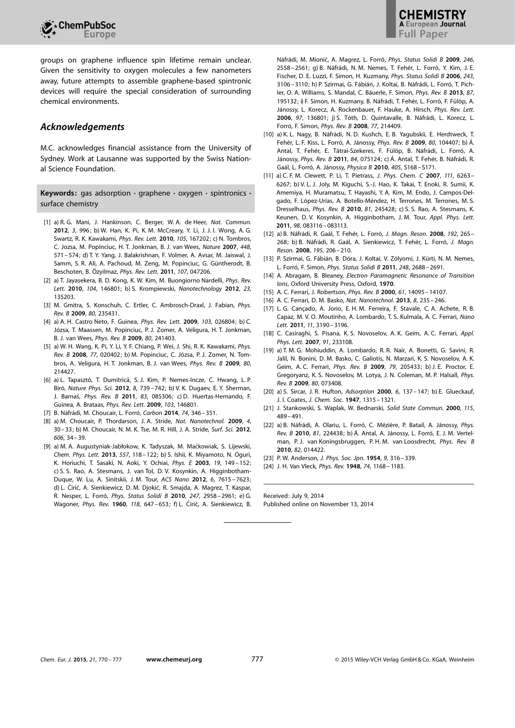groups on graphene influence spin lifetime remain unclear. Given the sensitivity to oxygen molecules a few nanometers away, future attempts to assemble graphene-based spintronic devices will require the special consideration of surrounding chemical environments.

## *Acknowledgements*

M.C. acknowledges financial assistance from the University of Sydney. Work at Lausanne was supported by the Swiss National Science Foundation.

**Keywords:** gas adsorption · graphene · oxygen · spintronics · surface chemistry

[1] a) R. G. Mani, J. Hankinson, C. Berger, W. A. de Heer, *Nat. Commun.* **2012**, *3*, 996; b) W. Han, K. Pi, K. M. McCreary, Y. Li, J. J. I. Wong, A. G. Swartz, R. K. Kawakami, *Phys. Rev. Lett.* **2010**, *105*, 167202; c) N. Tombros, C. Jozsa, M. Popinciuc, H. T. Jonkman, B. J. van Wees, *Nature* **2007**, *448*, 571–574; d) T. Y. Yang, J. Balakrishnan, F. Volmer, A. Avsar, M. Jaiswal, J. Samm, S. R. Ali, A. Pachoud, M. Zeng, M. Popinciuc, G. Güntherodt, B. Beschoten, B. Özyilmaz, *Phys. Rev. Lett.* **2011**, *107*, 047206.

[2] a) T. Jayasekera, B. D. Kong, K. W. Kim, M. Buongiorno Nardelli, *Phys. Rev. Lett.* **2010**, *104*, 146801; b) S. Krompiewski, *Nanotechnology* **2012**, *23*, 135203.

[3] M. Gmitra, S. Konschuh, C. Ertler, C. Ambrosch-Draxl, J. Fabian, *Phys. Rev. B* **2009**, *80*, 235431.

[4] a) A. H. Castro Neto, F. Guinea, *Phys. Rev. Lett.* **2009**, *103*, 026804; b) C. Józsa, T. Maassen, M. Popinciuc, P. J. Zomer, A. Veligura, H. T. Jonkman, B. J. van Wees, *Phys. Rev. B* **2009**, *80*, 241403.

[5] a) W. H. Wang, K. Pi, Y. Li, Y. F. Chiang, P. Wei, J. Shi, R. K. Kawakami, *Phys. Rev. B* **2008**, *77*, 020402; b) M. Popinciuc, C. Józsa, P. J. Zomer, N. Tombros, A. Veligura, H. T. Jonkman, B. J. van Wees, *Phys. Rev. B* **2009**, *80*, 214427.

[6] a) L. Tapasztó, T. Dumitrică, S. J. Kim, P. Nemes-Incze, C. Hwang, L. P. Biró, *Nature Phys. Sci.* **2012**, *8*, 739–742; b) V. K. Dugaev, E. Y. Sherman, J. Barnaś, *Phys. Rev. B* **2011**, *83*, 085306; c) D. Huertas-Hernando, F. Guinea, A. Brataas, *Phys. Rev. Lett.* **2009**, *103*, 146801.

[7] B. Náfrádi, M. Choucair, L. Forró, *Carbon* **2014**, *74*, 346–351.

[8] a) M. Choucair, P. Thordarson, J. A. Stride, *Nat. Nanotechnol.* **2009**, *4*, 30–33; b) M. Choucair, N. M. K. Tse, M. R. Hill, J. A. Stride, *Surf. Sci.* **2012**, *606*, 34–39.

[9] a) M. A. Augustyniak-Jabłokow, K. Tadyszak, M. Maćkowiak, S. Lijewski, *Chem. Phys. Lett.* **2013**, *557*, 118–122; b) S. Ishii, K. Miyamoto, N. Oguri, K. Horiuchi, T. Sasaki, N. Aoki, Y. Ochiai, *Phys. E* **2003**, *19*, 149–152; c) S. S. Rao, A. Stesmans, J. van Tol, D. V. Kosynkin, A. Higginbotham-Duque, W. Lu, A. Sinitskii, J. M. Tour, *ACS Nano* **2012**, *6*, 7615–7623; d) L. Ćirić, A. Sienkiewicz, D. M. Djokić, R. Smajda, A. Magrez, T. Kaspar, R. Nesper, L. Forró, *Phys. Status Solidi B* **2010**, *247*, 2958–2961; e) G. Wagoner, *Phys. Rev.* **1960**, *118*, 647–653; f) L. Ćirić, A. Sienkiewicz, B. Náfrádi, M. Mionić, A. Magrez, L. Forró, *Phys. Status Solidi B* **2009**, *246*, 2558–2561; g) B. Náfrádi, N. M. Nemes, T. Fehér, L. Forró, Y. Kim, J. E. Fischer, D. E. Luzzi, F. Simon, H. Kuzmany, *Phys. Status Solidi B* **2006**, *243*, 3106–3110; h) P. Szirmai, G. Fábián, J. Koltai, B. Náfrádi, L. Forró, T. Pichler, O. A. Williams, S. Mandal, C. Bäuerle, F. Simon, *Phys. Rev. B* **2013**, *87*, 195132; i) F. Simon, H. Kuzmany, B. Náfrádi, T. Fehér, L. Forró, F. Fülöp, A. Jánossy, L. Korecz, A. Rockenbauer, F. Hauke, A. Hirsch, *Phys. Rev. Lett.* **2006**, *97*, 136801; j) S. Tóth, D. Quintavalle, B. Náfrádi, L. Korecz, L. Forró, F. Simon, *Phys. Rev. B* **2008**, *77*, 214409.

[10] a) K. L. Nagy, B. Náfrádi, N. D. Kushch, E. B. Yagubskii, E. Herdtweck, T. Fehér, L. F. Kiss, L. Forró, A. Jánossy, *Phys. Rev. B* **2009**, *80*, 104407; b) Á. Antal, T. Fehér, E. Tátrai-Szekeres, F. Fülöp, B. Náfrádi, L. Forró, A. Jánossy, *Phys. Rev. B* **2011**, *84*, 075124; c) Á. Antal, T. Fehér, B. Náfrádi, R. Gaál, L. Forró, A. Jánossy, *Physica B* **2010**, *405*, S168–S171.

[11] a) C. F. M. Clewett, P. Li, T. Pietrass, *J. Phys. Chem. C* **2007**, *111*, 6263–6267; b) V. L. J. Joly, M. Kiguchi, S.-J. Hao, K. Takai, T. Enoki, R. Sumii, K. Amemiya, H. Muramatsu, T. Hayashi, Y. A. Kim, M. Endo, J. Campos-Delgado, F. López-Urías, A. Botello-Méndez, H. Terrones, M. Terrones, M. S. Dresselhaus, *Phys. Rev. B* **2010**, *81*, 245428; c) S. S. Rao, A. Stesmans, K. Keunen, D. V. Kosynkin, A. Higginbotham, J. M. Tour, *Appl. Phys. Lett.* **2011**, *98*, 083116–083113.

[12] a) B. Náfrádi, R. Gaál, T. Fehér, L. Forró, *J. Magn. Reson.* **2008**, *192*, 265–268; b) B. Náfrádi, R. Gaál, A. Sienkiewicz, T. Fehér, L. Forró, *J. Magn. Reson.* **2008**, *195*, 206–210.

[13] P. Szirmai, G. Fábián, B. Dóra, J. Koltai, V. Zólyomi, J. Kürti, N. M. Nemes, L. Forró, F. Simon, *Phys. Status Solidi B* **2011**, *248*, 2688–2691.

[14] A. Abragam, B. Bleaney, *Electron Paramagnetic Resonance of Transition Ions*, Oxford University Press, Oxford, **1970**.

[15] A. C. Ferrari, J. Robertson, *Phys. Rev. B* **2000**, *61*, 14095–14107.

[16] A. C. Ferrari, D. M. Basko, *Nat. Nanotechnol.* **2013**, *8*, 235–246.

[17] L. G. Cançado, A. Jorio, E. H. M. Ferreira, F. Stavale, C. A. Achete, R. B. Capaz, M. V. O. Moutinho, A. Lombardo, T. S. Kulmala, A. C. Ferrari, *Nano Lett.* **2011**, *11*, 3190–3196.

[18] C. Casiraghi, S. Pisana, K. S. Novoselov, A. K. Geim, A. C. Ferrari, *Appl. Phys. Lett.* **2007**, *91*, 233108.

[19] a) T. M. G. Mohiuddin, A. Lombardo, R. R. Nair, A. Bonetti, G. Savini, R. Jalil, N. Bonini, D. M. Basko, C. Galiotis, N. Marzari, K. S. Novoselov, A. K. Geim, A. C. Ferrari, *Phys. Rev. B* **2009**, *79*, 205433; b) J. E. Proctor, E. Gregoryanz, K. S. Novoselov, M. Lotya, J. N. Coleman, M. P. Halsall, *Phys. Rev. B* **2009**, *80*, 073408.

[20] a) S. Sircar, J. R. Hufton, *Adsorption* **2000**, *6*, 137–147; b) E. Glueckauf, J. I. Coates, *J. Chem. Soc.* **1947**, 1315–1321.

[21] J. Stankowski, S. Waplak, W. Bednarski, *Solid State Commun.* **2000**, *115*, 489–491.

[22] a) B. Náfrádi, A. Olariu, L. Forró, C. Mézière, P. Batail, A. Jánossy, *Phys. Rev. B* **2010**, *81*, 224438; b) Á. Antal, A. Jánossy, L. Forró, E. J. M. Vertelman, P. J. van Koningsbruggen, P. H. M. van Loosdrecht, *Phys. Rev. B* **2010**, *82*, 014422.

[23] P. W. Anderson, *J. Phys. Soc. Jpn.* **1954**, *9*, 316–339.

[24] J. H. Van Vleck, *Phys. Rev.* **1948**, *74*, 1168–1183.

Received: July 9, 2014
Published online on November 13, 2014